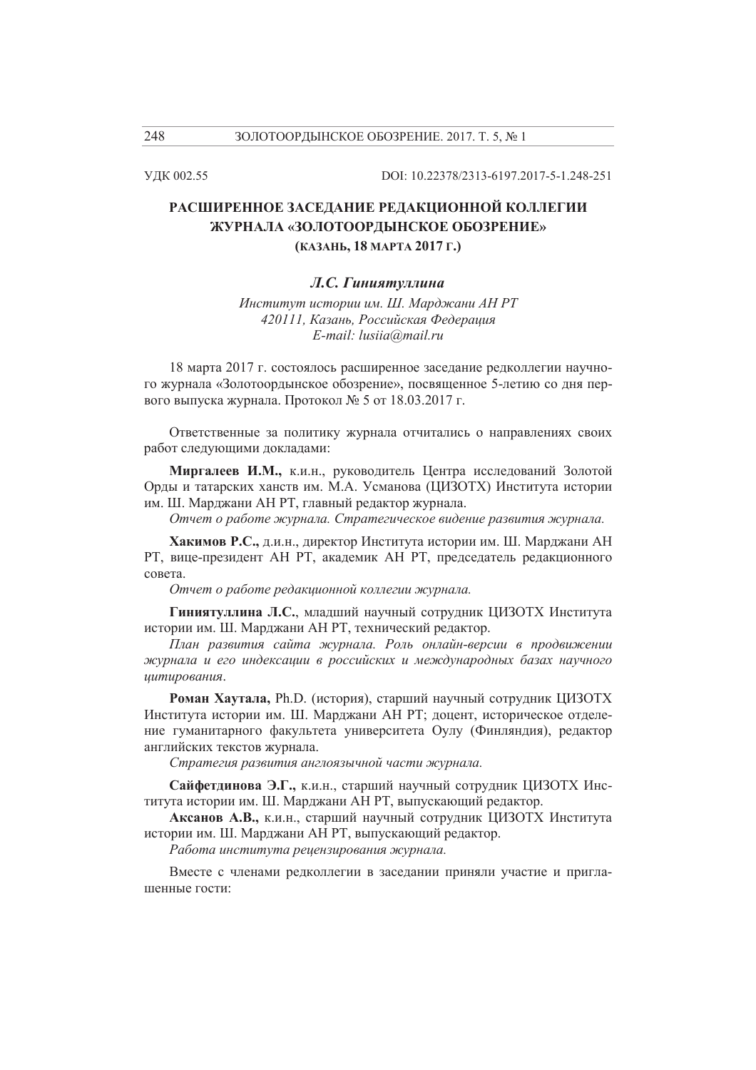УДК 002.55

DOI: 10.22378/2313-6197.2017-5-1.248-251

# РАСШИРЕННОЕ ЗАСЕДАНИЕ РЕДАКЦИОННОЙ КОЛЛЕГИИ ЖУРНАЛА «ЗОЛОТООРДЫНСКОЕ ОБОЗРЕНИЕ» (КАЗАНЬ, 18 МАРТА 2017 Г.)

***Л.С. Гиниятуллина***

*Институт истории им. Ш. Марджани АН РТ*
*420111, Казань, Российская Федерация*
*E-mail: lusiia@mail.ru*

18 марта 2017 г. состоялось расширенное заседание редколлегии научного журнала «Золотоордынское обозрение», посвященное 5-летию со дня первого выпуска журнала. Протокол № 5 от 18.03.2017 г.

Ответственные за политику журнала отчитались о направлениях своих работ следующими докладами:

**Миргалеев И.М.,** к.и.н., руководитель Центра исследований Золотой Орды и татарских ханств им. М.А. Усманова (ЦИЗОТХ) Института истории им. Ш. Марджани АН РТ, главный редактор журнала.
*Отчет о работе журнала. Стратегическое видение развития журнала.*

**Хакимов Р.С.,** д.и.н., директор Института истории им. Ш. Марджани АН РТ, вице-президент АН РТ, академик АН РТ, председатель редакционного совета.
*Отчет о работе редакционной коллегии журнала.*

**Гиниятуллина Л.С.**, младший научный сотрудник ЦИЗОТХ Института истории им. Ш. Марджани АН РТ, технический редактор.
*План развития сайта журнала. Роль онлайн-версии в продвижении журнала и его индексации в российских и международных базах научного цитирования*.

**Роман Хаутала,** Ph.D. (история), старший научный сотрудник ЦИЗОТХ Института истории им. Ш. Марджани АН РТ; доцент, историческое отделение гуманитарного факультета университета Оулу (Финляндия), редактор английских текстов журнала.
*Стратегия развития англоязычной части журнала.*

**Сайфетдинова Э.Г.,** к.и.н., старший научный сотрудник ЦИЗОТХ Института истории им. Ш. Марджани АН РТ, выпускающий редактор.

**Аксанов А.В.,** к.и.н., старший научный сотрудник ЦИЗОТХ Института истории им. Ш. Марджани АН РТ, выпускающий редактор.
*Работа института рецензирования журнала.*

Вместе с членами редколлегии в заседании приняли участие и приглашенные гости: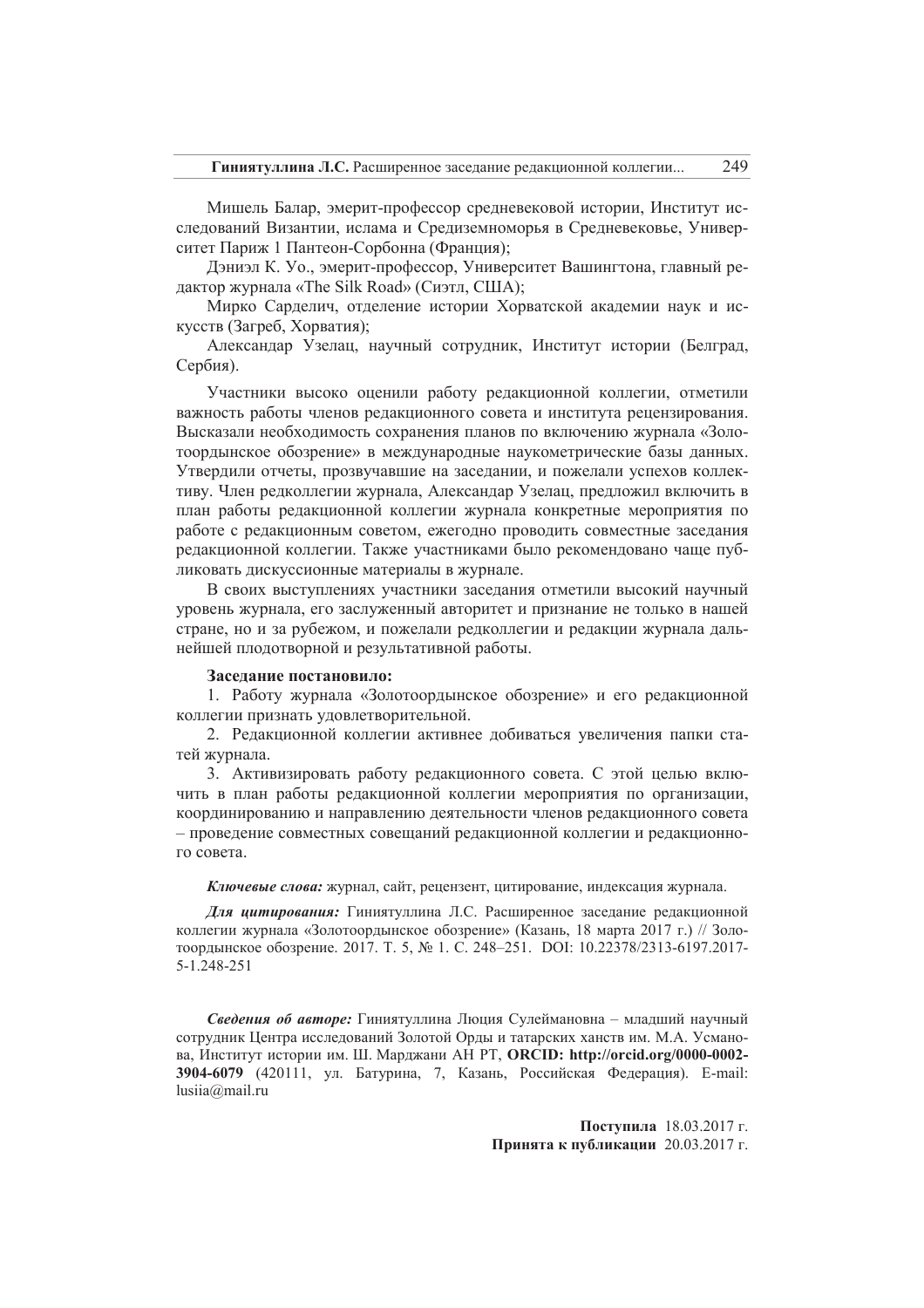Мишель Балар, эмерит-профессор средневековой истории, Институт исследований Византии, ислама и Средиземноморья в Средневековье, Университет Париж 1 Пантеон-Сорбонна (Франция);

Дэниэл К. Уо., эмерит-профессор, Университет Вашингтона, главный редактор журнала «The Silk Road» (Сиэтл, США);

Мирко Сарделич, отделение истории Хорватской академии наук и искусств (Загреб, Хорватия);

Александар Узелац, научный сотрудник, Институт истории (Белград, Сербия).

Участники высоко оценили работу редакционной коллегии, отметили важность работы членов редакционного совета и института рецензирования. Высказали необходимость сохранения планов по включению журнала «Золотоордынское обозрение» в международные наукометрические базы данных. Утвердили отчеты, прозвучавшие на заседании, и пожелали успехов коллективу. Член редколлегии журнала, Александар Узелац, предложил включить в план работы редакционной коллегии журнала конкретные мероприятия по работе с редакционным советом, ежегодно проводить совместные заседания редакционной коллегии. Также участниками было рекомендовано чаще публиковать дискуссионные материалы в журнале.

В своих выступлениях участники заседания отметили высокий научный уровень журнала, его заслуженный авторитет и признание не только в нашей стране, но и за рубежом, и пожелали редколлегии и редакции журнала дальнейшей плодотворной и результативной работы.

**Заседание постановило:**

1. Работу журнала «Золотоордынское обозрение» и его редакционной коллегии признать удовлетворительной.
2. Редакционной коллегии активнее добиваться увеличения папки статей журнала.
3. Активизировать работу редакционного совета. С этой целью включить в план работы редакционной коллегии мероприятия по организации, координированию и направлению деятельности членов редакционного совета – проведение совместных совещаний редакционной коллегии и редакционного совета.

***Ключевые слова:*** журнал, сайт, рецензент, цитирование, индексация журнала.

***Для цитирования:*** Гиниятуллина Л.С. Расширенное заседание редакционной коллегии журнала «Золотоордынское обозрение» (Казань, 18 марта 2017 г.) // Золотоордынское обозрение. 2017. Т. 5, № 1. С. 248–251. DOI: 10.22378/2313-6197.2017-5-1.248-251

***Сведения об авторе:*** Гиниятуллина Люция Сулеймановна – младший научный сотрудник Центра исследований Золотой Орды и татарских ханств им. М.А. Усманова, Институт истории им. Ш. Марджани АН РТ, **ORCID: http://orcid.org/0000-0002-3904-6079** (420111, ул. Батурина, 7, Казань, Российская Федерация). E-mail: lusiia@mail.ru

**Поступила** 18.03.2017 г.
**Принята к публикации** 20.03.2017 г.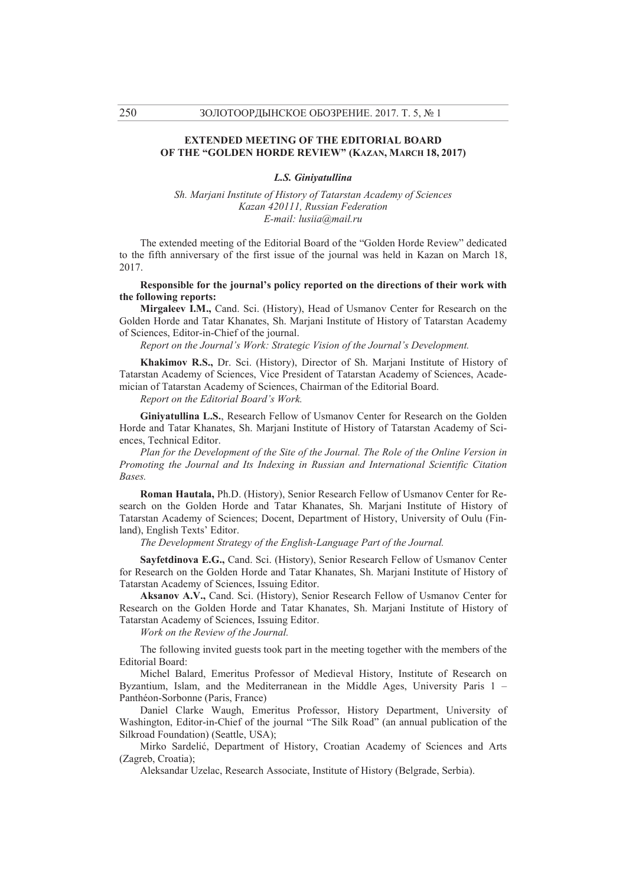## EXTENDED MEETING OF THE EDITORIAL BOARD OF THE "GOLDEN HORDE REVIEW" (KAZAN, MARCH 18, 2017)

***L.S. Giniyatullina***

*Sh. Marjani Institute of History of Tatarstan Academy of Sciences*
*Kazan 420111, Russian Federation*
*E-mail: lusiia@mail.ru*

The extended meeting of the Editorial Board of the "Golden Horde Review" dedicated to the fifth anniversary of the first issue of the journal was held in Kazan on March 18, 2017.

**Responsible for the journal's policy reported on the directions of their work with the following reports:**

**Mirgaleev I.M.,** Cand. Sci. (History), Head of Usmanov Center for Research on the Golden Horde and Tatar Khanates, Sh. Marjani Institute of History of Tatarstan Academy of Sciences, Editor-in-Chief of the journal.

*Report on the Journal's Work: Strategic Vision of the Journal's Development.*

**Khakimov R.S.,** Dr. Sci. (History), Director of Sh. Marjani Institute of History of Tatarstan Academy of Sciences, Vice President of Tatarstan Academy of Sciences, Academician of Tatarstan Academy of Sciences, Chairman of the Editorial Board.

*Report on the Editorial Board's Work.*

**Giniyatullina L.S.**, Research Fellow of Usmanov Center for Research on the Golden Horde and Tatar Khanates, Sh. Marjani Institute of History of Tatarstan Academy of Sciences, Technical Editor.

*Plan for the Development of the Site of the Journal. The Role of the Online Version in Promoting the Journal and Its Indexing in Russian and International Scientific Citation Bases.*

**Roman Hautala,** Ph.D. (History), Senior Research Fellow of Usmanov Center for Research on the Golden Horde and Tatar Khanates, Sh. Marjani Institute of History of Tatarstan Academy of Sciences; Docent, Department of History, University of Oulu (Finland), English Texts' Editor.

*The Development Strategy of the English-Language Part of the Journal.*

**Sayfetdinova E.G.,** Cand. Sci. (History), Senior Research Fellow of Usmanov Center for Research on the Golden Horde and Tatar Khanates, Sh. Marjani Institute of History of Tatarstan Academy of Sciences, Issuing Editor.

**Aksanov A.V.,** Cand. Sci. (History), Senior Research Fellow of Usmanov Center for Research on the Golden Horde and Tatar Khanates, Sh. Marjani Institute of History of Tatarstan Academy of Sciences, Issuing Editor.

*Work on the Review of the Journal.*

The following invited guests took part in the meeting together with the members of the Editorial Board:

Michel Balard, Emeritus Professor of Medieval History, Institute of Research on Byzantium, Islam, and the Mediterranean in the Middle Ages, University Paris 1 – Panthéon-Sorbonne (Paris, France)

Daniel Clarke Waugh, Emeritus Professor, History Department, University of Washington, Editor-in-Chief of the journal "The Silk Road" (an annual publication of the Silkroad Foundation) (Seattle, USA);

Mirko Sardelić, Department of History, Croatian Academy of Sciences and Arts (Zagreb, Croatia);

Aleksandar Uzelac, Research Associate, Institute of History (Belgrade, Serbia).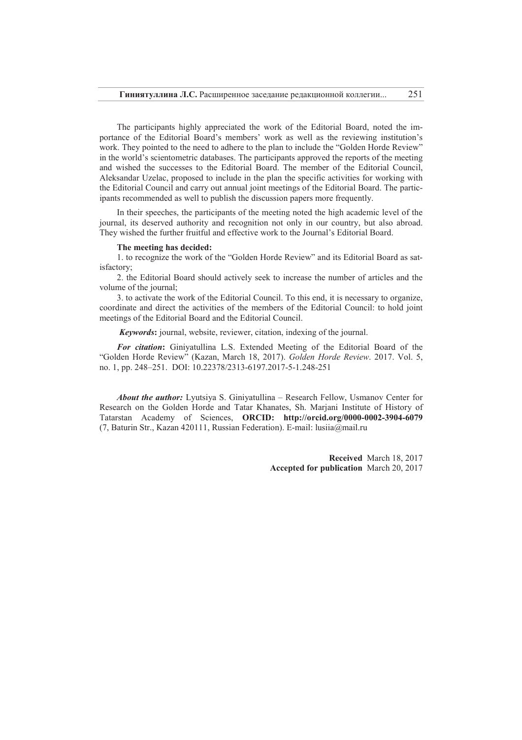The participants highly appreciated the work of the Editorial Board, noted the importance of the Editorial Board's members' work as well as the reviewing institution's work. They pointed to the need to adhere to the plan to include the "Golden Horde Review" in the world's scientometric databases. The participants approved the reports of the meeting and wished the successes to the Editorial Board. The member of the Editorial Council, Aleksandar Uzelac, proposed to include in the plan the specific activities for working with the Editorial Council and carry out annual joint meetings of the Editorial Board. The participants recommended as well to publish the discussion papers more frequently.

In their speeches, the participants of the meeting noted the high academic level of the journal, its deserved authority and recognition not only in our country, but also abroad. They wished the further fruitful and effective work to the Journal's Editorial Board.

**The meeting has decided:**

1. to recognize the work of the "Golden Horde Review" and its Editorial Board as satisfactory;

2. the Editorial Board should actively seek to increase the number of articles and the volume of the journal;

3. to activate the work of the Editorial Council. To this end, it is necessary to organize, coordinate and direct the activities of the members of the Editorial Council: to hold joint meetings of the Editorial Board and the Editorial Council.

***Keywords*:** journal, website, reviewer, citation, indexing of the journal.

***For citation*:** Giniyatullina L.S. Extended Meeting of the Editorial Board of the "Golden Horde Review" (Kazan, March 18, 2017). *Golden Horde Review*. 2017. Vol. 5, no. 1, pp. 248–251. DOI: 10.22378/2313-6197.2017-5-1.248-251

***About the author:*** Lyutsiya S. Giniyatullina – Research Fellow, Usmanov Center for Research on the Golden Horde and Tatar Khanates, Sh. Marjani Institute of History of Tatarstan Academy of Sciences, **ORCID: http://orcid.org/0000-0002-3904-6079** (7, Baturin Str., Kazan 420111, Russian Federation). E-mail: lusiia@mail.ru

**Received** March 18, 2017
**Accepted for publication** March 20, 2017